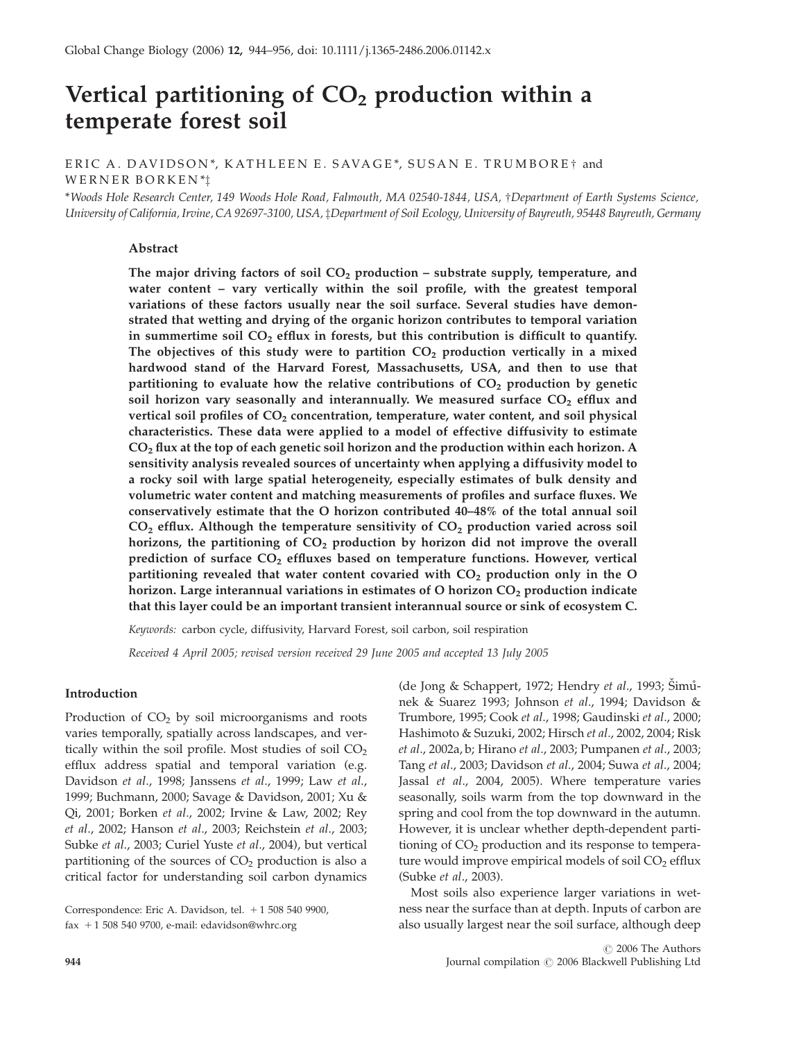# Vertical partitioning of $CO_2$ production within a temperate forest soil

ERIC A. DAVIDSON*, KATHLEEN E. SAVAGE*, SUSAN E. TRUMBORE† and WERNER BORKEN*‡

*Woods Hole Research Center, 149 Woods Hole Road, Falmouth, MA 02540-1844, USA, †Department of Earth Systems Science, University of California, Irvine, CA 92697-3100, USA, ‡Department of Soil Ecology, University of Bayreuth, 95448 Bayreuth, Germany

## Abstract

**The major driving factors of soil $CO_2$ production – substrate supply, temperature, and water content – vary vertically within the soil profile, with the greatest temporal variations of these factors usually near the soil surface. Several studies have demonstrated that wetting and drying of the organic horizon contributes to temporal variation in summertime soil $CO_2$ efflux in forests, but this contribution is difficult to quantify. The objectives of this study were to partition $CO_2$ production vertically in a mixed hardwood stand of the Harvard Forest, Massachusetts, USA, and then to use that partitioning to evaluate how the relative contributions of $CO_2$ production by genetic soil horizon vary seasonally and interannually. We measured surface $CO_2$ efflux and vertical soil profiles of $CO_2$ concentration, temperature, water content, and soil physical characteristics. These data were applied to a model of effective diffusivity to estimate $CO_2$ flux at the top of each genetic soil horizon and the production within each horizon. A sensitivity analysis revealed sources of uncertainty when applying a diffusivity model to a rocky soil with large spatial heterogeneity, especially estimates of bulk density and volumetric water content and matching measurements of profiles and surface fluxes. We conservatively estimate that the O horizon contributed 40–48% of the total annual soil $CO_2$ efflux. Although the temperature sensitivity of $CO_2$ production varied across soil horizons, the partitioning of $CO_2$ production by horizon did not improve the overall prediction of surface $CO_2$ effluxes based on temperature functions. However, vertical partitioning revealed that water content covaried with $CO_2$ production only in the O horizon. Large interannual variations in estimates of O horizon $CO_2$ production indicate that this layer could be an important transient interannual source or sink of ecosystem C.**

*Keywords:* carbon cycle, diffusivity, Harvard Forest, soil carbon, soil respiration

*Received 4 April 2005; revised version received 29 June 2005 and accepted 13 July 2005*

## Introduction

Production of $CO_2$ by soil microorganisms and roots varies temporally, spatially across landscapes, and vertically within the soil profile. Most studies of soil $CO_2$ efflux address spatial and temporal variation (e.g. Davidson *et al*., 1998; Janssens *et al*., 1999; Law *et al*., 1999; Buchmann, 2000; Savage & Davidson, 2001; Xu & Qi, 2001; Borken *et al*., 2002; Irvine & Law, 2002; Rey *et al*., 2002; Hanson *et al*., 2003; Reichstein *et al*., 2003; Subke *et al*., 2003; Curiel Yuste *et al*., 2004), but vertical partitioning of the sources of $CO_2$ production is also a critical factor for understanding soil carbon dynamics (de Jong & Schappert, 1972; Hendry *et al*., 1993; Šimůnek & Suarez 1993; Johnson *et al*., 1994; Davidson & Trumbore, 1995; Cook *et al*., 1998; Gaudinski *et al*., 2000; Hashimoto & Suzuki, 2002; Hirsch *et al*., 2002, 2004; Risk *et al*., 2002a, b; Hirano *et al*., 2003; Pumpanen *et al*., 2003; Tang *et al*., 2003; Davidson *et al*., 2004; Suwa *et al*., 2004; Jassal *et al*., 2004, 2005). Where temperature varies seasonally, soils warm from the top downward in the spring and cool from the top downward in the autumn. However, it is unclear whether depth-dependent partitioning of $CO_2$ production and its response to temperature would improve empirical models of soil $CO_2$ efflux (Subke *et al*., 2003).

Most soils also experience larger variations in wetness near the surface than at depth. Inputs of carbon are also usually largest near the soil surface, although deep

Correspondence: Eric A. Davidson, tel. +1 508 540 9900, fax +1 508 540 9700, e-mail: edavidson@whrc.org

© 2006 The Authors
Journal compilation © 2006 Blackwell Publishing Ltd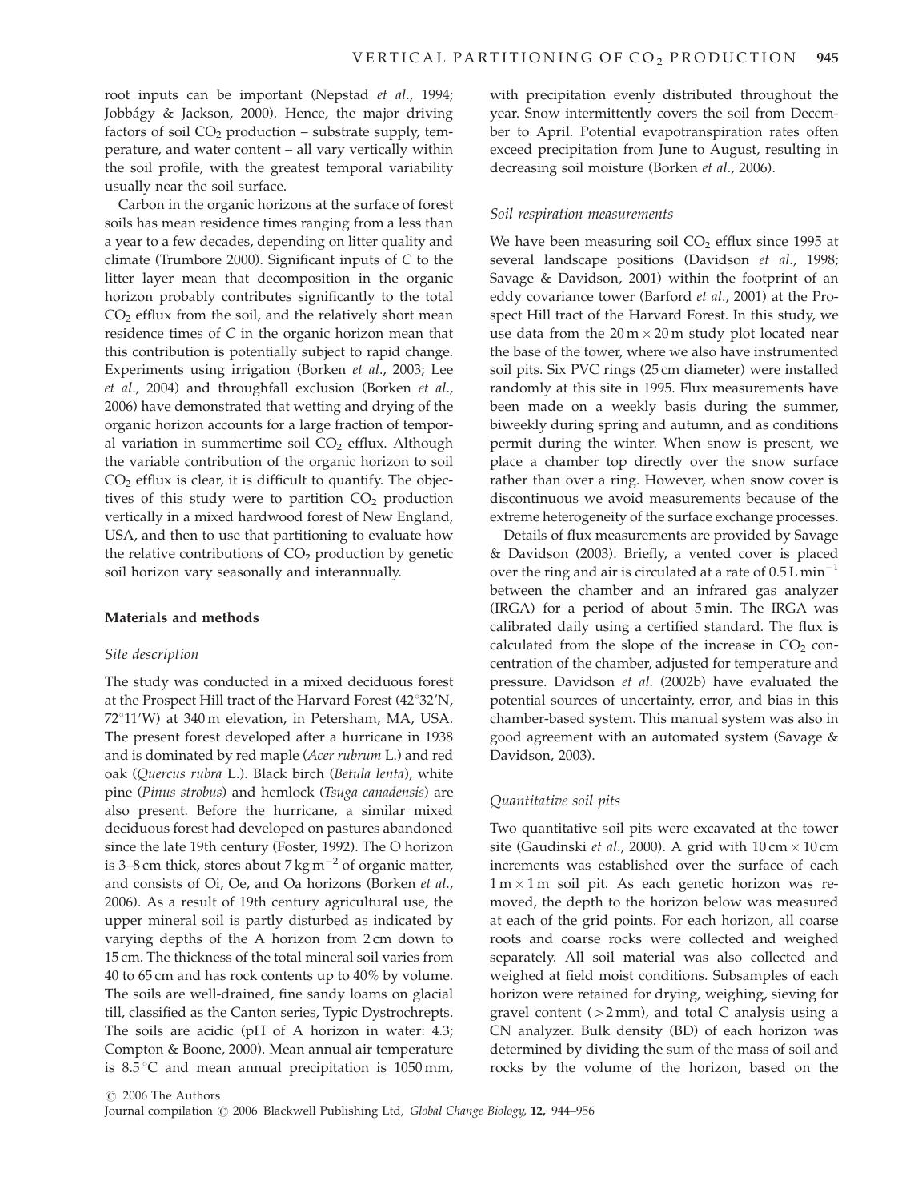root inputs can be important (Nepstad *et al*., 1994; Jobbágy & Jackson, 2000). Hence, the major driving factors of soil $CO_2$ production – substrate supply, temperature, and water content – all vary vertically within the soil profile, with the greatest temporal variability usually near the soil surface.

Carbon in the organic horizons at the surface of forest soils has mean residence times ranging from a less than a year to a few decades, depending on litter quality and climate (Trumbore 2000). Significant inputs of C to the litter layer mean that decomposition in the organic horizon probably contributes significantly to the total $CO_2$ efflux from the soil, and the relatively short mean residence times of C in the organic horizon mean that this contribution is potentially subject to rapid change. Experiments using irrigation (Borken *et al*., 2003; Lee *et al*., 2004) and throughfall exclusion (Borken *et al*., 2006) have demonstrated that wetting and drying of the organic horizon accounts for a large fraction of temporal variation in summertime soil $CO_2$ efflux. Although the variable contribution of the organic horizon to soil $CO_2$ efflux is clear, it is difficult to quantify. The objectives of this study were to partition $CO_2$ production vertically in a mixed hardwood forest of New England, USA, and then to use that partitioning to evaluate how the relative contributions of $CO_2$ production by genetic soil horizon vary seasonally and interannually.

## Materials and methods

### Site description

The study was conducted in a mixed deciduous forest at the Prospect Hill tract of the Harvard Forest (42°32′N, 72°11′W) at 340 m elevation, in Petersham, MA, USA. The present forest developed after a hurricane in 1938 and is dominated by red maple (*Acer rubrum* L.) and red oak (*Quercus rubra* L.). Black birch (*Betula lenta*), white pine (*Pinus strobus*) and hemlock (*Tsuga canadensis*) are also present. Before the hurricane, a similar mixed deciduous forest had developed on pastures abandoned since the late 19th century (Foster, 1992). The O horizon is 3–8 cm thick, stores about 7 kg $m^{-2}$ of organic matter, and consists of Oi, Oe, and Oa horizons (Borken *et al*., 2006). As a result of 19th century agricultural use, the upper mineral soil is partly disturbed as indicated by varying depths of the A horizon from 2 cm down to 15 cm. The thickness of the total mineral soil varies from 40 to 65 cm and has rock contents up to 40% by volume. The soils are well-drained, fine sandy loams on glacial till, classified as the Canton series, Typic Dystrochrepts. The soils are acidic (pH of A horizon in water: 4.3; Compton & Boone, 2000). Mean annual air temperature is 8.5 °C and mean annual precipitation is 1050 mm, with precipitation evenly distributed throughout the year. Snow intermittently covers the soil from December to April. Potential evapotranspiration rates often exceed precipitation from June to August, resulting in decreasing soil moisture (Borken *et al*., 2006).

### Soil respiration measurements

We have been measuring soil $CO_2$ efflux since 1995 at several landscape positions (Davidson *et al*., 1998; Savage & Davidson, 2001) within the footprint of an eddy covariance tower (Barford *et al*., 2001) at the Prospect Hill tract of the Harvard Forest. In this study, we use data from the 20 m × 20 m study plot located near the base of the tower, where we also have instrumented soil pits. Six PVC rings (25 cm diameter) were installed randomly at this site in 1995. Flux measurements have been made on a weekly basis during the summer, biweekly during spring and autumn, and as conditions permit during the winter. When snow is present, we place a chamber top directly over the snow surface rather than over a ring. However, when snow cover is discontinuous we avoid measurements because of the extreme heterogeneity of the surface exchange processes.

Details of flux measurements are provided by Savage & Davidson (2003). Briefly, a vented cover is placed over the ring and air is circulated at a rate of 0.5 L $min^{-1}$ between the chamber and an infrared gas analyzer (IRGA) for a period of about 5 min. The IRGA was calibrated daily using a certified standard. The flux is calculated from the slope of the increase in $CO_2$ concentration of the chamber, adjusted for temperature and pressure. Davidson *et al*. (2002b) have evaluated the potential sources of uncertainty, error, and bias in this chamber-based system. This manual system was also in good agreement with an automated system (Savage & Davidson, 2003).

### Quantitative soil pits

Two quantitative soil pits were excavated at the tower site (Gaudinski *et al*., 2000). A grid with 10 cm × 10 cm increments was established over the surface of each 1 m × 1 m soil pit. As each genetic horizon was removed, the depth to the horizon below was measured at each of the grid points. For each horizon, all coarse roots and coarse rocks were collected and weighed separately. All soil material was also collected and weighed at field moist conditions. Subsamples of each horizon were retained for drying, weighing, sieving for gravel content (>2 mm), and total C analysis using a CN analyzer. Bulk density (BD) of each horizon was determined by dividing the sum of the mass of soil and rocks by the volume of the horizon, based on the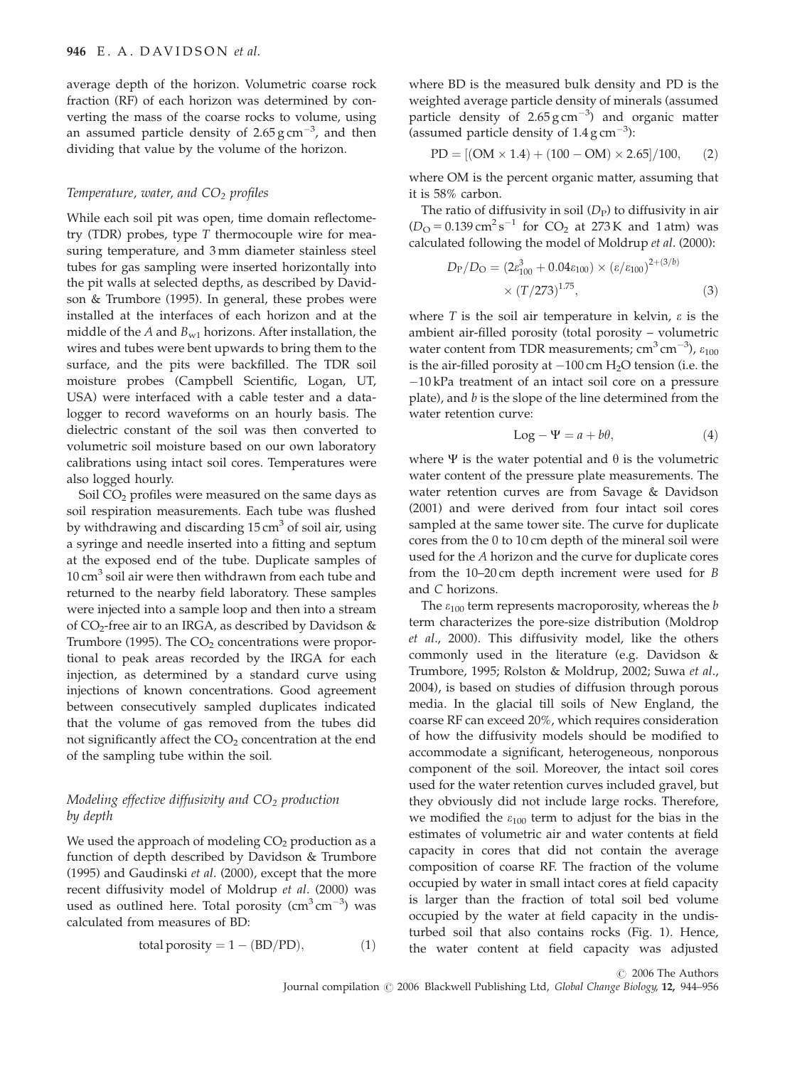average depth of the horizon. Volumetric coarse rock fraction (RF) of each horizon was determined by converting the mass of the coarse rocks to volume, using an assumed particle density of $2.65\,\mathrm{g\,cm^{-3}}$, and then dividing that value by the volume of the horizon.

### *Temperature, water, and $CO_2$ profiles*

While each soil pit was open, time domain reflectometry (TDR) probes, type *T* thermocouple wire for measuring temperature, and 3 mm diameter stainless steel tubes for gas sampling were inserted horizontally into the pit walls at selected depths, as described by Davidson & Trumbore (1995). In general, these probes were installed at the interfaces of each horizon and at the middle of the *A* and $B_{w1}$ horizons. After installation, the wires and tubes were bent upwards to bring them to the surface, and the pits were backfilled. The TDR soil moisture probes (Campbell Scientific, Logan, UT, USA) were interfaced with a cable tester and a datalogger to record waveforms on an hourly basis. The dielectric constant of the soil was then converted to volumetric soil moisture based on our own laboratory calibrations using intact soil cores. Temperatures were also logged hourly.

Soil $CO_2$ profiles were measured on the same days as soil respiration measurements. Each tube was flushed by withdrawing and discarding $15\,\mathrm{cm^3}$ of soil air, using a syringe and needle inserted into a fitting and septum at the exposed end of the tube. Duplicate samples of $10\,\mathrm{cm^3}$ soil air were then withdrawn from each tube and returned to the nearby field laboratory. These samples were injected into a sample loop and then into a stream of $CO_2$-free air to an IRGA, as described by Davidson & Trumbore (1995). The $CO_2$ concentrations were proportional to peak areas recorded by the IRGA for each injection, as determined by a standard curve using injections of known concentrations. Good agreement between consecutively sampled duplicates indicated that the volume of gas removed from the tubes did not significantly affect the $CO_2$ concentration at the end of the sampling tube within the soil.

### *Modeling effective diffusivity and $CO_2$ production by depth*

We used the approach of modeling $CO_2$ production as a function of depth described by Davidson & Trumbore (1995) and Gaudinski *et al*. (2000), except that the more recent diffusivity model of Moldrup *et al*. (2000) was used as outlined here. Total porosity ($\mathrm{cm^3\,cm^{-3}}$) was calculated from measures of BD:

$$\text{total porosity} = 1 - (\mathrm{BD/PD}), \tag{1}$$

where BD is the measured bulk density and PD is the weighted average particle density of minerals (assumed particle density of $2.65\,\mathrm{g\,cm^{-3}}$) and organic matter (assumed particle density of $1.4\,\mathrm{g\,cm^{-3}}$):

$$\mathrm{PD} = [(\mathrm{OM} \times 1.4) + (100 - \mathrm{OM}) \times 2.65]/100, \tag{2}$$

where OM is the percent organic matter, assuming that it is 58% carbon.

The ratio of diffusivity in soil ($D_\mathrm{P}$) to diffusivity in air ($D_\mathrm{O} = 0.139\,\mathrm{cm^2\,s^{-1}}$ for $CO_2$ at 273 K and 1 atm) was calculated following the model of Moldrup *et al*. (2000):

$$D_\mathrm{P}/D_\mathrm{O} = (2\varepsilon_{100}^3 + 0.04\varepsilon_{100}) \times (\varepsilon/\varepsilon_{100})^{2+(3/b)} \times (T/273)^{1.75}, \tag{3}$$

where *T* is the soil air temperature in kelvin, $\varepsilon$ is the ambient air-filled porosity (total porosity – volumetric water content from TDR measurements; $\mathrm{cm^3\,cm^{-3}}$), $\varepsilon_{100}$ is the air-filled porosity at $-100\,\mathrm{cm}$ $H_2O$ tension (i.e. the $-10\,\mathrm{kPa}$ treatment of an intact soil core on a pressure plate), and *b* is the slope of the line determined from the water retention curve:

$$\mathrm{Log} - \Psi = a + b\theta, \tag{4}$$

where $\Psi$ is the water potential and $\theta$ is the volumetric water content of the pressure plate measurements. The water retention curves are from Savage & Davidson (2001) and were derived from four intact soil cores sampled at the same tower site. The curve for duplicate cores from the 0 to 10 cm depth of the mineral soil were used for the *A* horizon and the curve for duplicate cores from the 10–20 cm depth increment were used for *B* and *C* horizons.

The $\varepsilon_{100}$ term represents macroporosity, whereas the *b* term characterizes the pore-size distribution (Moldrup *et al*., 2000). This diffusivity model, like the others commonly used in the literature (e.g. Davidson & Trumbore, 1995; Rolston & Moldrup, 2002; Suwa *et al*., 2004), is based on studies of diffusion through porous media. In the glacial till soils of New England, the coarse RF can exceed 20%, which requires consideration of how the diffusivity models should be modified to accommodate a significant, heterogeneous, nonporous component of the soil. Moreover, the intact soil cores used for the water retention curves included gravel, but they obviously did not include large rocks. Therefore, we modified the $\varepsilon_{100}$ term to adjust for the bias in the estimates of volumetric air and water contents at field capacity in cores that did not contain the average composition of coarse RF. The fraction of the volume occupied by water in small intact cores at field capacity is larger than the fraction of total soil bed volume occupied by the water at field capacity in the undisturbed soil that also contains rocks (Fig. 1). Hence, the water content at field capacity was adjusted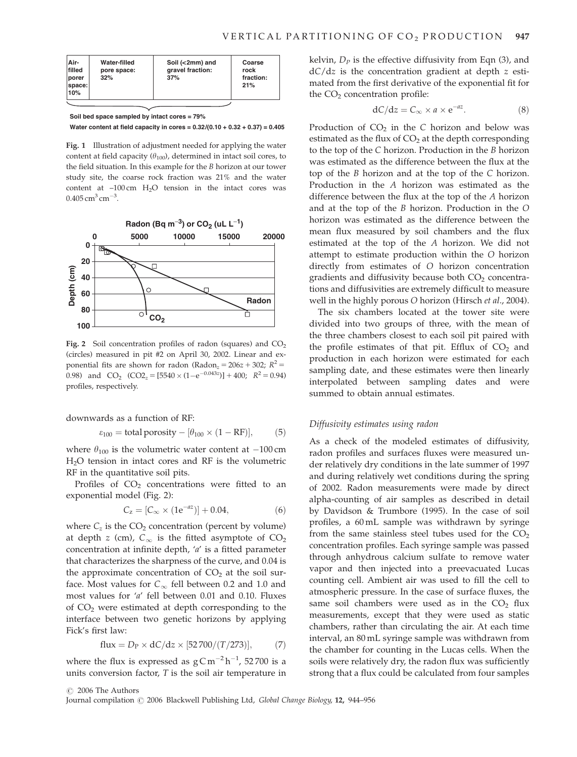| Air-filled porer space: 10% | Water-filled pore space: 32% | Soil (<2mm) and gravel fraction: 37% | Coarse rock fraction: 21% |
|---|---|---|---|

Soil bed space sampled by intact cores = 79%

Water content at field capacity in cores = 0.32/(0.10 + 0.32 + 0.37) = 0.405

**Fig. 1** Illustration of adjustment needed for applying the water content at field capacity ($\theta_{100}$), determined in intact soil cores, to the field situation. In this example for the *B* horizon at our tower study site, the coarse rock fraction was 21% and the water content at –100 cm $H_2O$ tension in the intact cores was 0.405 $cm^3 cm^{-3}$.

**Fig. 2** Soil concentration profiles of radon (squares) and $CO_2$ (circles) measured in pit #2 on April 30, 2002. Linear and exponential fits are shown for radon ($Radon_z = 206z + 302$; $R^2 = 0.98$) and $CO_2$ ($CO2_z = [5540 \times (1 - e^{-0.043z})] + 400$; $R^2 = 0.94$) profiles, respectively.

downwards as a function of RF:

$$\varepsilon_{100} = \text{total porosity} - [\theta_{100} \times (1 - \text{RF})], \tag{5}$$

where $\theta_{100}$ is the volumetric water content at −100 cm $H_2O$ tension in intact cores and RF is the volumetric RF in the quantitative soil pits.

Profiles of $CO_2$ concentrations were fitted to an exponential model (Fig. 2):

$$C_z = [C_\infty \times (1e^{-az})] + 0.04, \tag{6}$$

where $C_z$ is the $CO_2$ concentration (percent by volume) at depth *z* (cm), $C_\infty$ is the fitted asymptote of $CO_2$ concentration at infinite depth, '*a*' is a fitted parameter that characterizes the sharpness of the curve, and 0.04 is the approximate concentration of $CO_2$ at the soil surface. Most values for $C_\infty$ fell between 0.2 and 1.0 and most values for '*a*' fell between 0.01 and 0.10. Fluxes of $CO_2$ were estimated at depth corresponding to the interface between two genetic horizons by applying Fick's first law:

$$\text{flux} = D_P \times dC/dz \times [52\,700/(T/273)], \tag{7}$$

where the flux is expressed as $g\,C\,m^{-2}\,h^{-1}$, 52 700 is a units conversion factor, *T* is the soil air temperature in kelvin, $D_P$ is the effective diffusivity from Eqn (3), and $dC/dz$ is the concentration gradient at depth *z* estimated from the first derivative of the exponential fit for the $CO_2$ concentration profile:

$$dC/dz = C_\infty \times a \times e^{-az}. \tag{8}$$

Production of $CO_2$ in the *C* horizon and below was estimated as the flux of $CO_2$ at the depth corresponding to the top of the *C* horizon. Production in the *B* horizon was estimated as the difference between the flux at the top of the *B* horizon and at the top of the *C* horizon. Production in the *A* horizon was estimated as the difference between the flux at the top of the *A* horizon and at the top of the *B* horizon. Production in the *O* horizon was estimated as the difference between the mean flux measured by soil chambers and the flux estimated at the top of the *A* horizon. We did not attempt to estimate production within the *O* horizon directly from estimates of *O* horizon concentration gradients and diffusivity because both $CO_2$ concentrations and diffusivities are extremely difficult to measure well in the highly porous *O* horizon (Hirsch *et al.*, 2004).

The six chambers located at the tower site were divided into two groups of three, with the mean of the three chambers closest to each soil pit paired with the profile estimates of that pit. Efflux of $CO_2$ and production in each horizon were estimated for each sampling date, and these estimates were then linearly interpolated between sampling dates and were summed to obtain annual estimates.

### *Diffusivity estimates using radon*

As a check of the modeled estimates of diffusivity, radon profiles and surfaces fluxes were measured under relatively dry conditions in the late summer of 1997 and during relatively wet conditions during the spring of 2002. Radon measurements were made by direct alpha-counting of air samples as described in detail by Davidson & Trumbore (1995). In the case of soil profiles, a 60 mL sample was withdrawn by syringe from the same stainless steel tubes used for the $CO_2$ concentration profiles. Each syringe sample was passed through anhydrous calcium sulfate to remove water vapor and then injected into a preevacuated Lucas counting cell. Ambient air was used to fill the cell to atmospheric pressure. In the case of surface fluxes, the same soil chambers were used as in the $CO_2$ flux measurements, except that they were used as static chambers, rather than circulating the air. At each time interval, an 80 mL syringe sample was withdrawn from the chamber for counting in the Lucas cells. When the soils were relatively dry, the radon flux was sufficiently strong that a flux could be calculated from four samples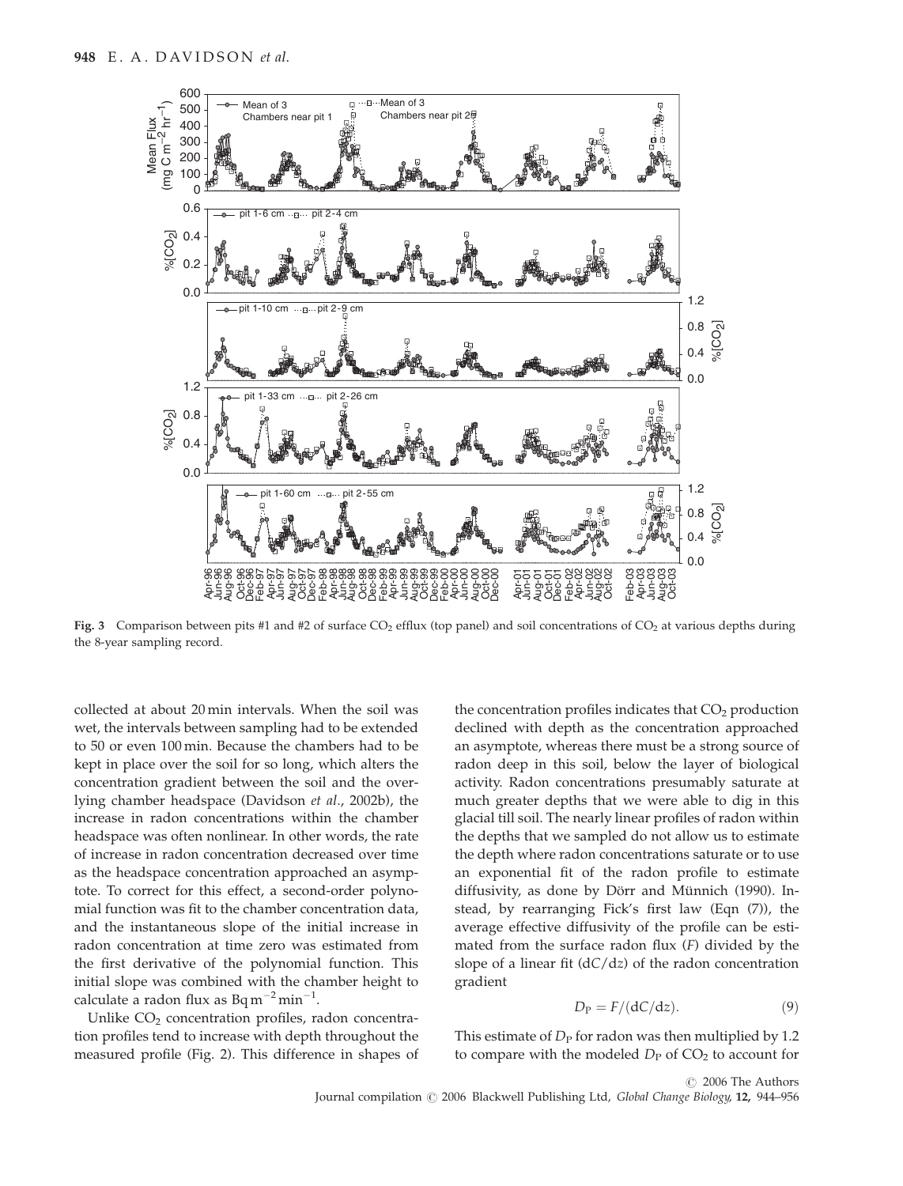Fig. 3 Comparison between pits #1 and #2 of surface $CO_2$ efflux (top panel) and soil concentrations of $CO_2$ at various depths during the 8-year sampling record.

collected at about 20 min intervals. When the soil was wet, the intervals between sampling had to be extended to 50 or even 100 min. Because the chambers had to be kept in place over the soil for so long, which alters the concentration gradient between the soil and the overlying chamber headspace (Davidson *et al*., 2002b), the increase in radon concentrations within the chamber headspace was often nonlinear. In other words, the rate of increase in radon concentration decreased over time as the headspace concentration approached an asymptote. To correct for this effect, a second-order polynomial function was fit to the chamber concentration data, and the instantaneous slope of the initial increase in radon concentration at time zero was estimated from the first derivative of the polynomial function. This initial slope was combined with the chamber height to calculate a radon flux as $Bq\,m^{-2}\,min^{-1}$.

Unlike $CO_2$ concentration profiles, radon concentration profiles tend to increase with depth throughout the measured profile (Fig. 2). This difference in shapes of the concentration profiles indicates that $CO_2$ production declined with depth as the concentration approached an asymptote, whereas there must be a strong source of radon deep in this soil, below the layer of biological activity. Radon concentrations presumably saturate at much greater depths that we were able to dig in this glacial till soil. The nearly linear profiles of radon within the depths that we sampled do not allow us to estimate the depth where radon concentrations saturate or to use an exponential fit of the radon profile to estimate diffusivity, as done by Dörr and Münnich (1990). Instead, by rearranging Fick's first law (Eqn (7)), the average effective diffusivity of the profile can be estimated from the surface radon flux ($F$) divided by the slope of a linear fit ($dC/dz$) of the radon concentration gradient

$$D_P = F/(dC/dz). \tag{9}$$

This estimate of $D_P$ for radon was then multiplied by 1.2 to compare with the modeled $D_P$ of $CO_2$ to account for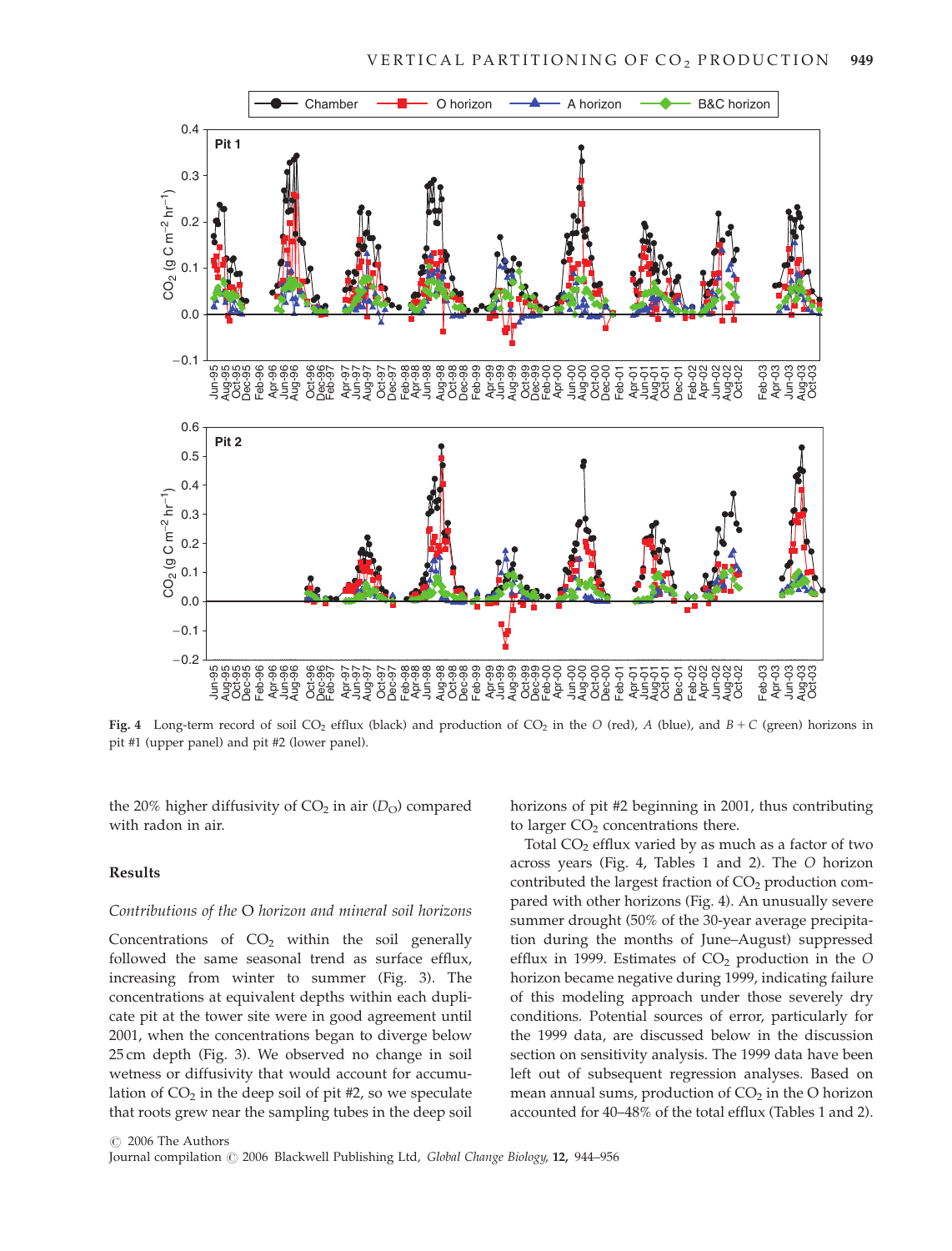**Fig. 4** Long-term record of soil $CO_2$ efflux (black) and production of $CO_2$ in the *O* (red), *A* (blue), and $B + C$ (green) horizons in pit #1 (upper panel) and pit #2 (lower panel).

the 20% higher diffusivity of $CO_2$ in air ($D_O$) compared with radon in air.

## Results

### Contributions of the O horizon and mineral soil horizons

Concentrations of $CO_2$ within the soil generally followed the same seasonal trend as surface efflux, increasing from winter to summer (Fig. 3). The concentrations at equivalent depths within each duplicate pit at the tower site were in good agreement until 2001, when the concentrations began to diverge below 25 cm depth (Fig. 3). We observed no change in soil wetness or diffusivity that would account for accumulation of $CO_2$ in the deep soil of pit #2, so we speculate that roots grew near the sampling tubes in the deep soil horizons of pit #2 beginning in 2001, thus contributing to larger $CO_2$ concentrations there.

Total $CO_2$ efflux varied by as much as a factor of two across years (Fig. 4, Tables 1 and 2). The *O* horizon contributed the largest fraction of $CO_2$ production compared with other horizons (Fig. 4). An unusually severe summer drought (50% of the 30-year average precipitation during the months of June–August) suppressed efflux in 1999. Estimates of $CO_2$ production in the *O* horizon became negative during 1999, indicating failure of this modeling approach under those severely dry conditions. Potential sources of error, particularly for the 1999 data, are discussed below in the discussion section on sensitivity analysis. The 1999 data have been left out of subsequent regression analyses. Based on mean annual sums, production of $CO_2$ in the O horizon accounted for 40–48% of the total efflux (Tables 1 and 2).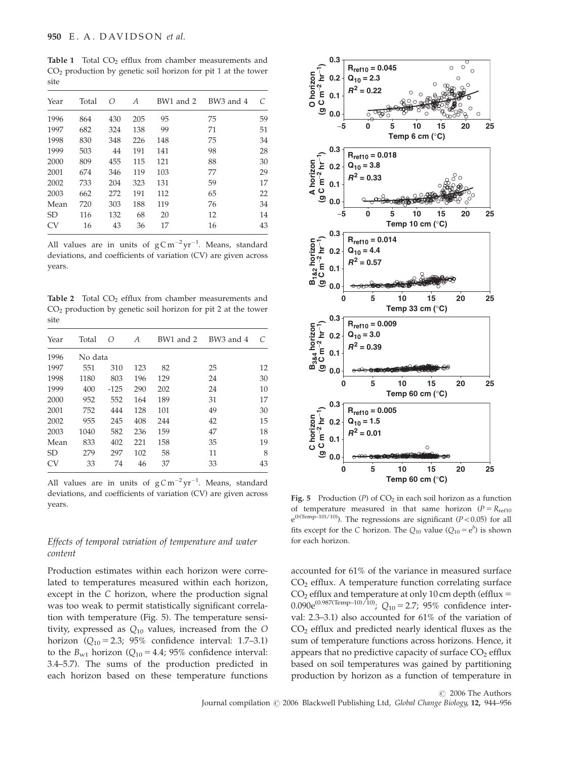**Table 1** Total $CO_2$ efflux from chamber measurements and $CO_2$ production by genetic soil horizon for pit 1 at the tower site

| Year | Total | *O* | *A* | BW1 and 2 | BW3 and 4 | *C* |
|---|---|---|---|---|---|---|
| 1996 | 864 | 430 | 205 | 95 | 75 | 59 |
| 1997 | 682 | 324 | 138 | 99 | 71 | 51 |
| 1998 | 830 | 348 | 226 | 148 | 75 | 34 |
| 1999 | 503 | 44 | 191 | 141 | 98 | 28 |
| 2000 | 809 | 455 | 115 | 121 | 88 | 30 |
| 2001 | 674 | 346 | 119 | 103 | 77 | 29 |
| 2002 | 733 | 204 | 323 | 131 | 59 | 17 |
| 2003 | 662 | 272 | 191 | 112 | 65 | 22 |
| Mean | 720 | 303 | 188 | 119 | 76 | 34 |
| SD | 116 | 132 | 68 | 20 | 12 | 14 |
| CV | 16 | 43 | 36 | 17 | 16 | 43 |

All values are in units of $g\,C\,m^{-2}\,yr^{-1}$. Means, standard deviations, and coefficients of variation (CV) are given across years.

**Table 2** Total $CO_2$ efflux from chamber measurements and $CO_2$ production by genetic soil horizon for pit 2 at the tower site

| Year | Total | *O* | *A* | BW1 and 2 | BW3 and 4 | *C* |
|---|---|---|---|---|---|---|
| 1996 | No data | | | | | |
| 1997 | 551 | 310 | 123 | 82 | 25 | 12 |
| 1998 | 1180 | 803 | 196 | 129 | 24 | 30 |
| 1999 | 400 | -125 | 290 | 202 | 24 | 10 |
| 2000 | 952 | 552 | 164 | 189 | 31 | 17 |
| 2001 | 752 | 444 | 128 | 101 | 49 | 30 |
| 2002 | 955 | 245 | 408 | 244 | 42 | 15 |
| 2003 | 1040 | 582 | 236 | 159 | 47 | 18 |
| Mean | 833 | 402 | 221 | 158 | 35 | 19 |
| SD | 279 | 297 | 102 | 58 | 11 | 8 |
| CV | 33 | 74 | 46 | 37 | 33 | 43 |

All values are in units of $g\,C\,m^{-2}\,yr^{-1}$. Means, standard deviations, and coefficients of variation (CV) are given across years.

### *Effects of temporal variation of temperature and water content*

Production estimates within each horizon were correlated to temperatures measured within each horizon, except in the *C* horizon, where the production signal was too weak to permit statistically significant correlation with temperature (Fig. 5). The temperature sensitivity, expressed as $Q_{10}$ values, increased from the *O* horizon ($Q_{10} = 2.3$; 95% confidence interval: 1.7–3.1) to the $B_{w1}$ horizon ($Q_{10} = 4.4$; 95% confidence interval: 3.4–5.7). The sums of the production predicted in each horizon based on these temperature functions accounted for 61% of the variance in measured surface $CO_2$ efflux. A temperature function correlating surface $CO_2$ efflux and temperature at only 10 cm depth (efflux = $0.090e^{(0.987(\text{Temp}-10)/10)}$; $Q_{10} = 2.7$; 95% confidence interval: 2.3–3.1) also accounted for 61% of the variation of $CO_2$ efflux and predicted nearly identical fluxes as the sum of temperature functions across horizons. Hence, it appears that no predictive capacity of surface $CO_2$ efflux based on soil temperatures was gained by partitioning production by horizon as a function of temperature in

**Fig. 5** Production (*P*) of $CO_2$ in each soil horizon as a function of temperature measured in that same horizon ($P = R_{ref10}\,e^{(b(\text{Temp}-10)/10)}$). The regressions are significant ($P < 0.05$) for all fits except for the *C* horizon. The $Q_{10}$ value ($Q_{10} = e^b$) is shown for each horizon.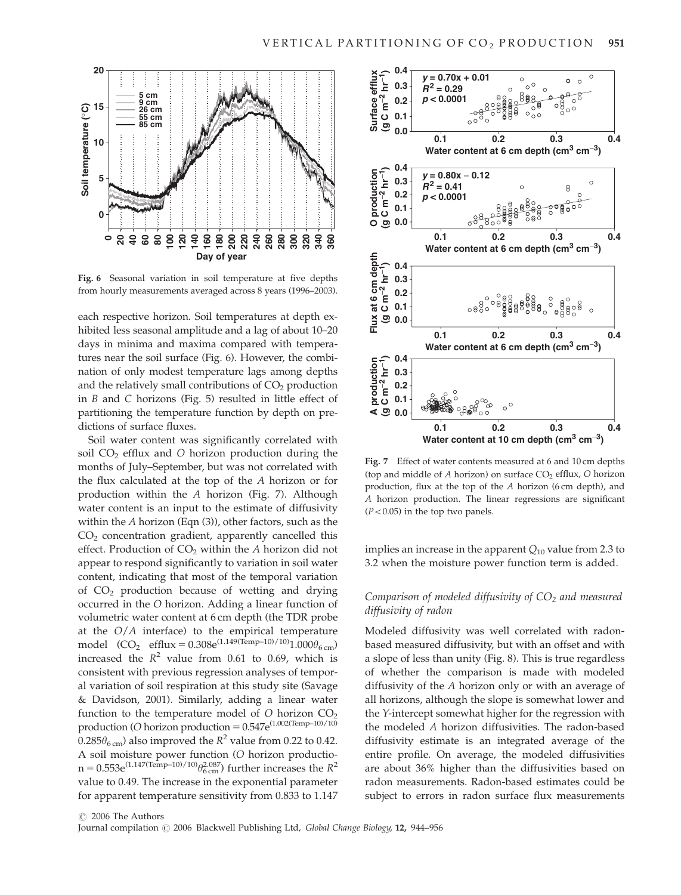Fig. 6 Seasonal variation in soil temperature at five depths from hourly measurements averaged across 8 years (1996–2003).

each respective horizon. Soil temperatures at depth exhibited less seasonal amplitude and a lag of about 10–20 days in minima and maxima compared with temperatures near the soil surface (Fig. 6). However, the combination of only modest temperature lags among depths and the relatively small contributions of $CO_2$ production in *B* and *C* horizons (Fig. 5) resulted in little effect of partitioning the temperature function by depth on predictions of surface fluxes.

Soil water content was significantly correlated with soil $CO_2$ efflux and *O* horizon production during the months of July–September, but was not correlated with the flux calculated at the top of the *A* horizon or for production within the *A* horizon (Fig. 7). Although water content is an input to the estimate of diffusivity within the *A* horizon (Eqn (3)), other factors, such as the $CO_2$ concentration gradient, apparently cancelled this effect. Production of $CO_2$ within the *A* horizon did not appear to respond significantly to variation in soil water content, indicating that most of the temporal variation of $CO_2$ production because of wetting and drying occurred in the *O* horizon. Adding a linear function of volumetric water content at 6 cm depth (the TDR probe at the *O*/*A* interface) to the empirical temperature model ($CO_2$ efflux $= 0.308e^{(1.149(\text{Temp}-10)/10)}1.000\theta_{6\,\text{cm}}$) increased the $R^2$ value from 0.61 to 0.69, which is consistent with previous regression analyses of temporal variation of soil respiration at this study site (Savage & Davidson, 2001). Similarly, adding a linear water function to the temperature model of *O* horizon $CO_2$ production (*O* horizon production $= 0.547e^{(1.002(\text{Temp}-10)/10)} 0.285\theta_{6\,\text{cm}}$) also improved the $R^2$ value from 0.22 to 0.42. A soil moisture power function (*O* horizon production $= 0.553e^{(1.147(\text{Temp}-10)/10)}\theta_{6\,\text{cm}}^{2.087}$) further increases the $R^2$ value to 0.49. The increase in the exponential parameter for apparent temperature sensitivity from 0.833 to 1.147 implies an increase in the apparent $Q_{10}$ value from 2.3 to 3.2 when the moisture power function term is added.

Fig. 7 Effect of water contents measured at 6 and 10 cm depths (top and middle of *A* horizon) on surface $CO_2$ efflux, *O* horizon production, flux at the top of the *A* horizon (6 cm depth), and *A* horizon production. The linear regressions are significant ($P<0.05$) in the top two panels.

### *Comparison of modeled diffusivity of $CO_2$ and measured diffusivity of radon*

Modeled diffusivity was well correlated with radon-based measured diffusivity, but with an offset and with a slope of less than unity (Fig. 8). This is true regardless of whether the comparison is made with modeled diffusivity of the *A* horizon only or with an average of all horizons, although the slope is somewhat lower and the *Y*-intercept somewhat higher for the regression with the modeled *A* horizon diffusivities. The radon-based diffusivity estimate is an integrated average of the entire profile. On average, the modeled diffusivities are about 36% higher than the diffusivities based on radon measurements. Radon-based estimates could be subject to errors in radon surface flux measurements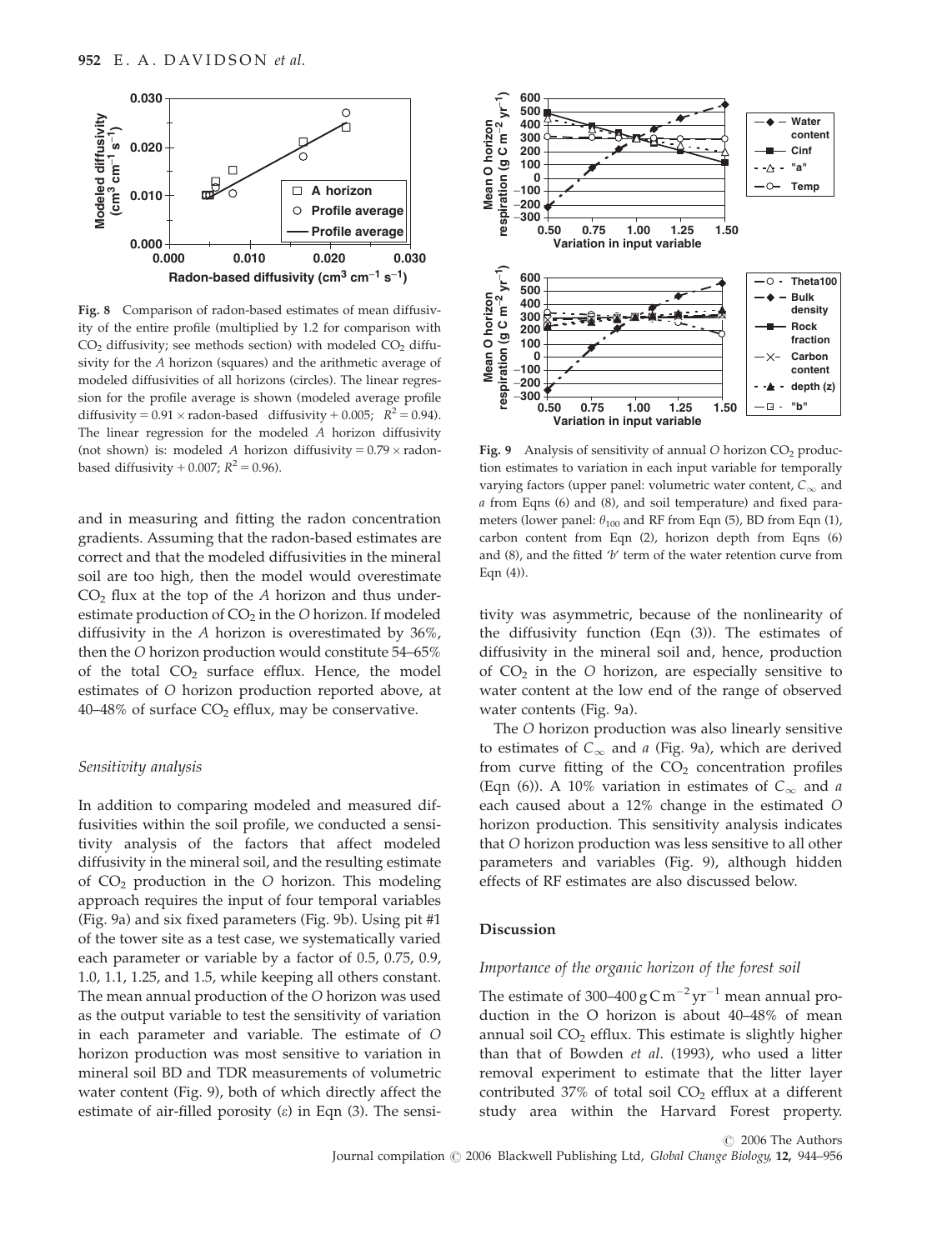**Fig. 8** Comparison of radon-based estimates of mean diffusivity of the entire profile (multiplied by 1.2 for comparison with $CO_2$ diffusivity; see methods section) with modeled $CO_2$ diffusivity for the *A* horizon (squares) and the arithmetic average of modeled diffusivities of all horizons (circles). The linear regression for the profile average is shown (modeled average profile diffusivity = 0.91 × radon-based diffusivity + 0.005; $R^2 = 0.94$). The linear regression for the modeled *A* horizon diffusivity (not shown) is: modeled *A* horizon diffusivity = 0.79 × radon-based diffusivity + 0.007; $R^2 = 0.96$).

and in measuring and fitting the radon concentration gradients. Assuming that the radon-based estimates are correct and that the modeled diffusivities in the mineral soil are too high, then the model would overestimate $CO_2$ flux at the top of the *A* horizon and thus underestimate production of $CO_2$ in the *O* horizon. If modeled diffusivity in the *A* horizon is overestimated by 36%, then the *O* horizon production would constitute 54–65% of the total $CO_2$ surface efflux. Hence, the model estimates of *O* horizon production reported above, at 40–48% of surface $CO_2$ efflux, may be conservative.

### Sensitivity analysis

In addition to comparing modeled and measured diffusivities within the soil profile, we conducted a sensitivity analysis of the factors that affect modeled diffusivity in the mineral soil, and the resulting estimate of $CO_2$ production in the *O* horizon. This modeling approach requires the input of four temporal variables (Fig. 9a) and six fixed parameters (Fig. 9b). Using pit #1 of the tower site as a test case, we systematically varied each parameter or variable by a factor of 0.5, 0.75, 0.9, 1.0, 1.1, 1.25, and 1.5, while keeping all others constant. The mean annual production of the *O* horizon was used as the output variable to test the sensitivity of variation in each parameter and variable. The estimate of *O* horizon production was most sensitive to variation in mineral soil BD and TDR measurements of volumetric water content (Fig. 9), both of which directly affect the estimate of air-filled porosity ($\varepsilon$) in Eqn (3). The sensitivity was asymmetric, because of the nonlinearity of the diffusivity function (Eqn (3)). The estimates of diffusivity in the mineral soil and, hence, production of $CO_2$ in the *O* horizon, are especially sensitive to water content at the low end of the range of observed water contents (Fig. 9a).

**Fig. 9** Analysis of sensitivity of annual *O* horizon $CO_2$ production estimates to variation in each input variable for temporally varying factors (upper panel: volumetric water content, $C_\infty$ and *a* from Eqns (6) and (8), and soil temperature) and fixed parameters (lower panel: $\theta_{100}$ and RF from Eqn (5), BD from Eqn (1), carbon content from Eqn (2), horizon depth from Eqns (6) and (8), and the fitted '*b*' term of the water retention curve from Eqn (4)).

The *O* horizon production was also linearly sensitive to estimates of $C_\infty$ and *a* (Fig. 9a), which are derived from curve fitting of the $CO_2$ concentration profiles (Eqn (6)). A 10% variation in estimates of $C_\infty$ and *a* each caused about a 12% change in the estimated *O* horizon production. This sensitivity analysis indicates that *O* horizon production was less sensitive to all other parameters and variables (Fig. 9), although hidden effects of RF estimates are also discussed below.

## Discussion

### Importance of the organic horizon of the forest soil

The estimate of 300–400 g C m$^{-2}$ yr$^{-1}$ mean annual production in the O horizon is about 40–48% of mean annual soil $CO_2$ efflux. This estimate is slightly higher than that of Bowden *et al*. (1993), who used a litter removal experiment to estimate that the litter layer contributed 37% of total soil $CO_2$ efflux at a different study area within the Harvard Forest property.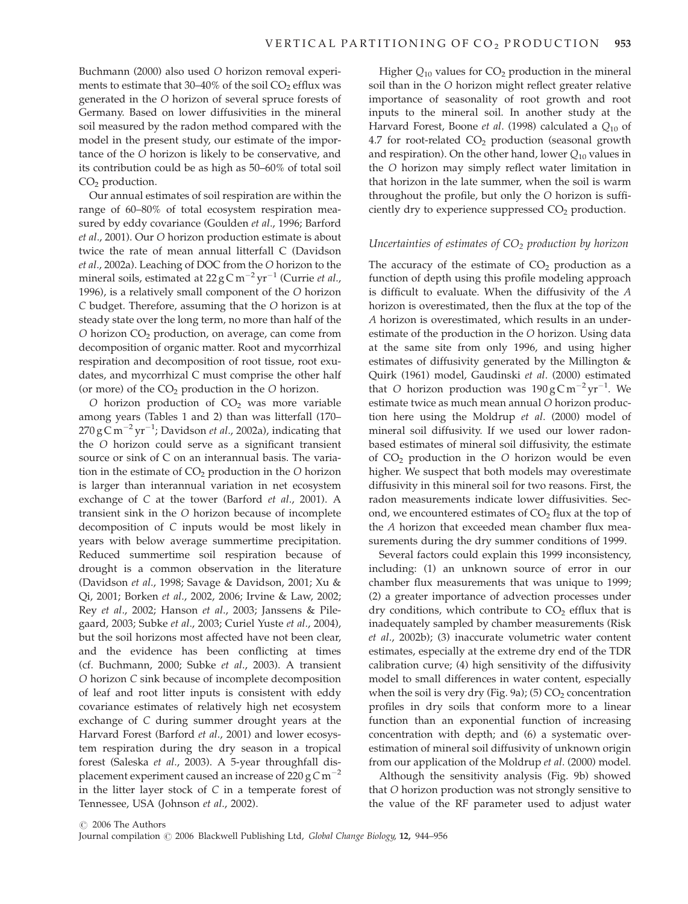Buchmann (2000) also used *O* horizon removal experiments to estimate that 30–40% of the soil $CO_2$ efflux was generated in the *O* horizon of several spruce forests of Germany. Based on lower diffusivities in the mineral soil measured by the radon method compared with the model in the present study, our estimate of the importance of the *O* horizon is likely to be conservative, and its contribution could be as high as 50–60% of total soil $CO_2$ production.

Our annual estimates of soil respiration are within the range of 60–80% of total ecosystem respiration measured by eddy covariance (Goulden *et al*., 1996; Barford *et al*., 2001). Our *O* horizon production estimate is about twice the rate of mean annual litterfall C (Davidson *et al*., 2002a). Leaching of DOC from the *O* horizon to the mineral soils, estimated at $22\,\mathrm{g\,C\,m^{-2}\,yr^{-1}}$ (Currie *et al*., 1996), is a relatively small component of the *O* horizon C budget. Therefore, assuming that the *O* horizon is at steady state over the long term, no more than half of the *O* horizon $CO_2$ production, on average, can come from decomposition of organic matter. Root and mycorrhizal respiration and decomposition of root tissue, root exudates, and mycorrhizal C must comprise the other half (or more) of the $CO_2$ production in the *O* horizon.

*O* horizon production of $CO_2$ was more variable among years (Tables 1 and 2) than was litterfall (170–$270\,\mathrm{g\,C\,m^{-2}\,yr^{-1}}$; Davidson *et al*., 2002a), indicating that the *O* horizon could serve as a significant transient source or sink of C on an interannual basis. The variation in the estimate of $CO_2$ production in the *O* horizon is larger than interannual variation in net ecosystem exchange of C at the tower (Barford *et al*., 2001). A transient sink in the *O* horizon because of incomplete decomposition of C inputs would be most likely in years with below average summertime precipitation. Reduced summertime soil respiration because of drought is a common observation in the literature (Davidson *et al*., 1998; Savage & Davidson, 2001; Xu & Qi, 2001; Borken *et al*., 2002, 2006; Irvine & Law, 2002; Rey *et al*., 2002; Hanson *et al*., 2003; Janssens & Pilegaard, 2003; Subke *et al*., 2003; Curiel Yuste *et al*., 2004), but the soil horizons most affected have not been clear, and the evidence has been conflicting at times (cf. Buchmann, 2000; Subke *et al*., 2003). A transient *O* horizon C sink because of incomplete decomposition of leaf and root litter inputs is consistent with eddy covariance estimates of relatively high net ecosystem exchange of C during summer drought years at the Harvard Forest (Barford *et al*., 2001) and lower ecosystem respiration during the dry season in a tropical forest (Saleska *et al*., 2003). A 5-year throughfall displacement experiment caused an increase of $220\,\mathrm{g\,C\,m^{-2}}$ in the litter layer stock of C in a temperate forest of Tennessee, USA (Johnson *et al*., 2002).

Higher $Q_{10}$ values for $CO_2$ production in the mineral soil than in the *O* horizon might reflect greater relative importance of seasonality of root growth and root inputs to the mineral soil. In another study at the Harvard Forest, Boone *et al*. (1998) calculated a $Q_{10}$ of 4.7 for root-related $CO_2$ production (seasonal growth and respiration). On the other hand, lower $Q_{10}$ values in the *O* horizon may simply reflect water limitation in that horizon in the late summer, when the soil is warm throughout the profile, but only the *O* horizon is sufficiently dry to experience suppressed $CO_2$ production.

### *Uncertainties of estimates of $CO_2$ production by horizon*

The accuracy of the estimate of $CO_2$ production as a function of depth using this profile modeling approach is difficult to evaluate. When the diffusivity of the *A* horizon is overestimated, then the flux at the top of the *A* horizon is overestimated, which results in an underestimate of the production in the *O* horizon. Using data at the same site from only 1996, and using higher estimates of diffusivity generated by the Millington & Quirk (1961) model, Gaudinski *et al*. (2000) estimated that *O* horizon production was $190\,\mathrm{g\,C\,m^{-2}\,yr^{-1}}$. We estimate twice as much mean annual *O* horizon production here using the Moldrup *et al*. (2000) model of mineral soil diffusivity. If we used our lower radon-based estimates of mineral soil diffusivity, the estimate of $CO_2$ production in the *O* horizon would be even higher. We suspect that both models may overestimate diffusivity in this mineral soil for two reasons. First, the radon measurements indicate lower diffusivities. Second, we encountered estimates of $CO_2$ flux at the top of the *A* horizon that exceeded mean chamber flux measurements during the dry summer conditions of 1999.

Several factors could explain this 1999 inconsistency, including: (1) an unknown source of error in our chamber flux measurements that was unique to 1999; (2) a greater importance of advection processes under dry conditions, which contribute to $CO_2$ efflux that is inadequately sampled by chamber measurements (Risk *et al*., 2002b); (3) inaccurate volumetric water content estimates, especially at the extreme dry end of the TDR calibration curve; (4) high sensitivity of the diffusivity model to small differences in water content, especially when the soil is very dry (Fig. 9a); (5) $CO_2$ concentration profiles in dry soils that conform more to a linear function than an exponential function of increasing concentration with depth; and (6) a systematic overestimation of mineral soil diffusivity of unknown origin from our application of the Moldrup *et al*. (2000) model.

Although the sensitivity analysis (Fig. 9b) showed that *O* horizon production was not strongly sensitive to the value of the RF parameter used to adjust water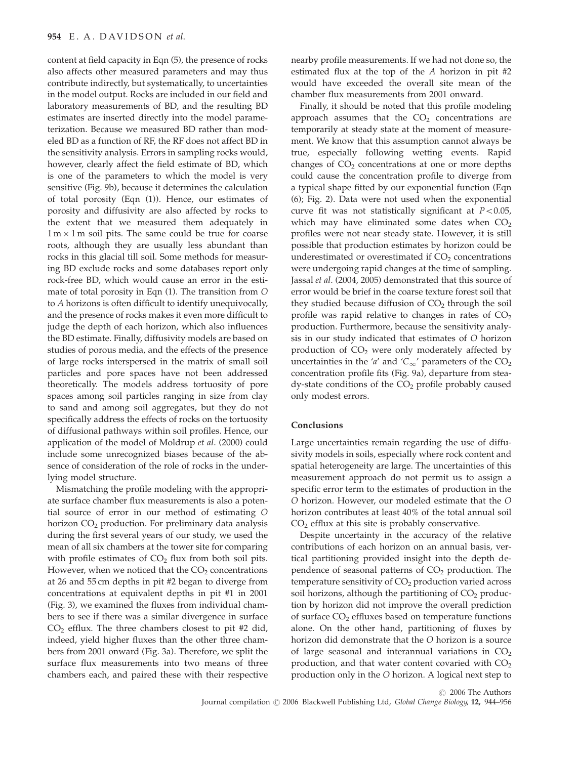content at field capacity in Eqn (5), the presence of rocks also affects other measured parameters and may thus contribute indirectly, but systematically, to uncertainties in the model output. Rocks are included in our field and laboratory measurements of BD, and the resulting BD estimates are inserted directly into the model parameterization. Because we measured BD rather than modeled BD as a function of RF, the RF does not affect BD in the sensitivity analysis. Errors in sampling rocks would, however, clearly affect the field estimate of BD, which is one of the parameters to which the model is very sensitive (Fig. 9b), because it determines the calculation of total porosity (Eqn (1)). Hence, our estimates of porosity and diffusivity are also affected by rocks to the extent that we measured them adequately in $1\,\text{m} \times 1\,\text{m}$ soil pits. The same could be true for coarse roots, although they are usually less abundant than rocks in this glacial till soil. Some methods for measuring BD exclude rocks and some databases report only rock-free BD, which would cause an error in the estimate of total porosity in Eqn (1). The transition from *O* to *A* horizons is often difficult to identify unequivocally, and the presence of rocks makes it even more difficult to judge the depth of each horizon, which also influences the BD estimate. Finally, diffusivity models are based on studies of porous media, and the effects of the presence of large rocks interspersed in the matrix of small soil particles and pore spaces have not been addressed theoretically. The models address tortuosity of pore spaces among soil particles ranging in size from clay to sand and among soil aggregates, but they do not specifically address the effects of rocks on the tortuosity of diffusional pathways within soil profiles. Hence, our application of the model of Moldrup *et al*. (2000) could include some unrecognized biases because of the absence of consideration of the role of rocks in the underlying model structure.

Mismatching the profile modeling with the appropriate surface chamber flux measurements is also a potential source of error in our method of estimating *O* horizon $CO_2$ production. For preliminary data analysis during the first several years of our study, we used the mean of all six chambers at the tower site for comparing with profile estimates of $CO_2$ flux from both soil pits. However, when we noticed that the $CO_2$ concentrations at 26 and 55 cm depths in pit #2 began to diverge from concentrations at equivalent depths in pit #1 in 2001 (Fig. 3), we examined the fluxes from individual chambers to see if there was a similar divergence in surface $CO_2$ efflux. The three chambers closest to pit #2 did, indeed, yield higher fluxes than the other three chambers from 2001 onward (Fig. 3a). Therefore, we split the surface flux measurements into two means of three chambers each, and paired these with their respective nearby profile measurements. If we had not done so, the estimated flux at the top of the *A* horizon in pit #2 would have exceeded the overall site mean of the chamber flux measurements from 2001 onward.

Finally, it should be noted that this profile modeling approach assumes that the $CO_2$ concentrations are temporarily at steady state at the moment of measurement. We know that this assumption cannot always be true, especially following wetting events. Rapid changes of $CO_2$ concentrations at one or more depths could cause the concentration profile to diverge from a typical shape fitted by our exponential function (Eqn (6); Fig. 2). Data were not used when the exponential curve fit was not statistically significant at $P < 0.05$, which may have eliminated some dates when $CO_2$ profiles were not near steady state. However, it is still possible that production estimates by horizon could be underestimated or overestimated if $CO_2$ concentrations were undergoing rapid changes at the time of sampling. Jassal *et al*. (2004, 2005) demonstrated that this source of error would be brief in the coarse texture forest soil that they studied because diffusion of $CO_2$ through the soil profile was rapid relative to changes in rates of $CO_2$ production. Furthermore, because the sensitivity analysis in our study indicated that estimates of *O* horizon production of $CO_2$ were only moderately affected by uncertainties in the '$a$' and '$C_\infty$' parameters of the $CO_2$ concentration profile fits (Fig. 9a), departure from steady-state conditions of the $CO_2$ profile probably caused only modest errors.

## Conclusions

Large uncertainties remain regarding the use of diffusivity models in soils, especially where rock content and spatial heterogeneity are large. The uncertainties of this measurement approach do not permit us to assign a specific error term to the estimates of production in the *O* horizon. However, our modeled estimate that the *O* horizon contributes at least 40% of the total annual soil $CO_2$ efflux at this site is probably conservative.

Despite uncertainty in the accuracy of the relative contributions of each horizon on an annual basis, vertical partitioning provided insight into the depth dependence of seasonal patterns of $CO_2$ production. The temperature sensitivity of $CO_2$ production varied across soil horizons, although the partitioning of $CO_2$ production by horizon did not improve the overall prediction of surface $CO_2$ effluxes based on temperature functions alone. On the other hand, partitioning of fluxes by horizon did demonstrate that the *O* horizon is a source of large seasonal and interannual variations in $CO_2$ production, and that water content covaried with $CO_2$ production only in the *O* horizon. A logical next step to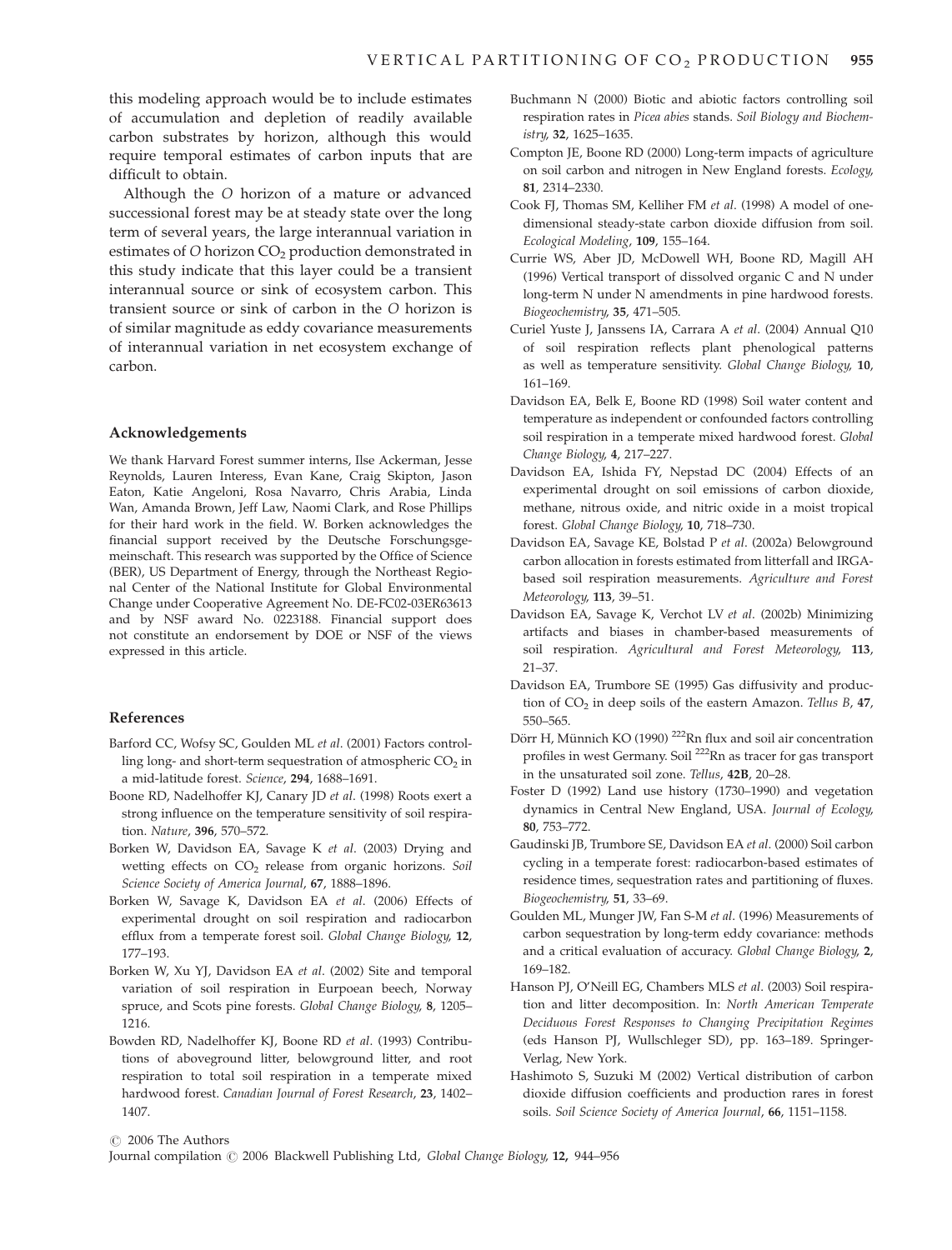this modeling approach would be to include estimates of accumulation and depletion of readily available carbon substrates by horizon, although this would require temporal estimates of carbon inputs that are difficult to obtain.

Although the *O* horizon of a mature or advanced successional forest may be at steady state over the long term of several years, the large interannual variation in estimates of *O* horizon $CO_2$ production demonstrated in this study indicate that this layer could be a transient interannual source or sink of ecosystem carbon. This transient source or sink of carbon in the *O* horizon is of similar magnitude as eddy covariance measurements of interannual variation in net ecosystem exchange of carbon.

## Acknowledgements

We thank Harvard Forest summer interns, Ilse Ackerman, Jesse Reynolds, Lauren Interess, Evan Kane, Craig Skipton, Jason Eaton, Katie Angeloni, Rosa Navarro, Chris Arabia, Linda Wan, Amanda Brown, Jeff Law, Naomi Clark, and Rose Phillips for their hard work in the field. W. Borken acknowledges the financial support received by the Deutsche Forschungsgemeinschaft. This research was supported by the Office of Science (BER), US Department of Energy, through the Northeast Regional Center of the National Institute for Global Environmental Change under Cooperative Agreement No. DE-FC02-03ER63613 and by NSF award No. 0223188. Financial support does not constitute an endorsement by DOE or NSF of the views expressed in this article.

## References

Barford CC, Wofsy SC, Goulden ML *et al*. (2001) Factors controlling long- and short-term sequestration of atmospheric $CO_2$ in a mid-latitude forest. *Science*, **294**, 1688–1691.

Boone RD, Nadelhoffer KJ, Canary JD *et al*. (1998) Roots exert a strong influence on the temperature sensitivity of soil respiration. *Nature*, **396**, 570–572.

Borken W, Davidson EA, Savage K *et al*. (2003) Drying and wetting effects on $CO_2$ release from organic horizons. *Soil Science Society of America Journal*, **67**, 1888–1896.

Borken W, Savage K, Davidson EA *et al*. (2006) Effects of experimental drought on soil respiration and radiocarbon efflux from a temperate forest soil. *Global Change Biology*, **12**, 177–193.

Borken W, Xu YJ, Davidson EA *et al*. (2002) Site and temporal variation of soil respiration in Eurpoean beech, Norway spruce, and Scots pine forests. *Global Change Biology*, **8**, 1205–1216.

Bowden RD, Nadelhoffer KJ, Boone RD *et al*. (1993) Contributions of aboveground litter, belowground litter, and root respiration to total soil respiration in a temperate mixed hardwood forest. *Canadian Journal of Forest Research*, **23**, 1402–1407.

Buchmann N (2000) Biotic and abiotic factors controlling soil respiration rates in *Picea abies* stands. *Soil Biology and Biochemistry*, **32**, 1625–1635.

Compton JE, Boone RD (2000) Long-term impacts of agriculture on soil carbon and nitrogen in New England forests. *Ecology*, **81**, 2314–2330.

Cook FJ, Thomas SM, Kelliher FM *et al*. (1998) A model of one-dimensional steady-state carbon dioxide diffusion from soil. *Ecological Modeling*, **109**, 155–164.

Currie WS, Aber JD, McDowell WH, Boone RD, Magill AH (1996) Vertical transport of dissolved organic C and N under long-term N under N amendments in pine hardwood forests. *Biogeochemistry*, **35**, 471–505.

Curiel Yuste J, Janssens IA, Carrara A *et al*. (2004) Annual Q10 of soil respiration reflects plant phenological patterns as well as temperature sensitivity. *Global Change Biology*, **10**, 161–169.

Davidson EA, Belk E, Boone RD (1998) Soil water content and temperature as independent or confounded factors controlling soil respiration in a temperate mixed hardwood forest. *Global Change Biology*, **4**, 217–227.

Davidson EA, Ishida FY, Nepstad DC (2004) Effects of an experimental drought on soil emissions of carbon dioxide, methane, nitrous oxide, and nitric oxide in a moist tropical forest. *Global Change Biology*, **10**, 718–730.

Davidson EA, Savage KE, Bolstad P *et al*. (2002a) Belowground carbon allocation in forests estimated from litterfall and IRGA-based soil respiration measurements. *Agriculture and Forest Meteorology*, **113**, 39–51.

Davidson EA, Savage K, Verchot LV *et al*. (2002b) Minimizing artifacts and biases in chamber-based measurements of soil respiration. *Agricultural and Forest Meteorology*, **113**, 21–37.

Davidson EA, Trumbore SE (1995) Gas diffusivity and production of $CO_2$ in deep soils of the eastern Amazon. *Tellus B*, **47**, 550–565.

Dörr H, Münnich KO (1990) $^{222}$Rn flux and soil air concentration profiles in west Germany. Soil $^{222}$Rn as tracer for gas transport in the unsaturated soil zone. *Tellus*, **42B**, 20–28.

Foster D (1992) Land use history (1730–1990) and vegetation dynamics in Central New England, USA. *Journal of Ecology*, **80**, 753–772.

Gaudinski JB, Trumbore SE, Davidson EA *et al*. (2000) Soil carbon cycling in a temperate forest: radiocarbon-based estimates of residence times, sequestration rates and partitioning of fluxes. *Biogeochemistry*, **51**, 33–69.

Goulden ML, Munger JW, Fan S-M *et al*. (1996) Measurements of carbon sequestration by long-term eddy covariance: methods and a critical evaluation of accuracy. *Global Change Biology*, **2**, 169–182.

Hanson PJ, O'Neill EG, Chambers MLS *et al*. (2003) Soil respiration and litter decomposition. In: *North American Temperate Deciduous Forest Responses to Changing Precipitation Regimes* (eds Hanson PJ, Wullschleger SD), pp. 163–189. Springer-Verlag, New York.

Hashimoto S, Suzuki M (2002) Vertical distribution of carbon dioxide diffusion coefficients and production rares in forest soils. *Soil Science Society of America Journal*, **66**, 1151–1158.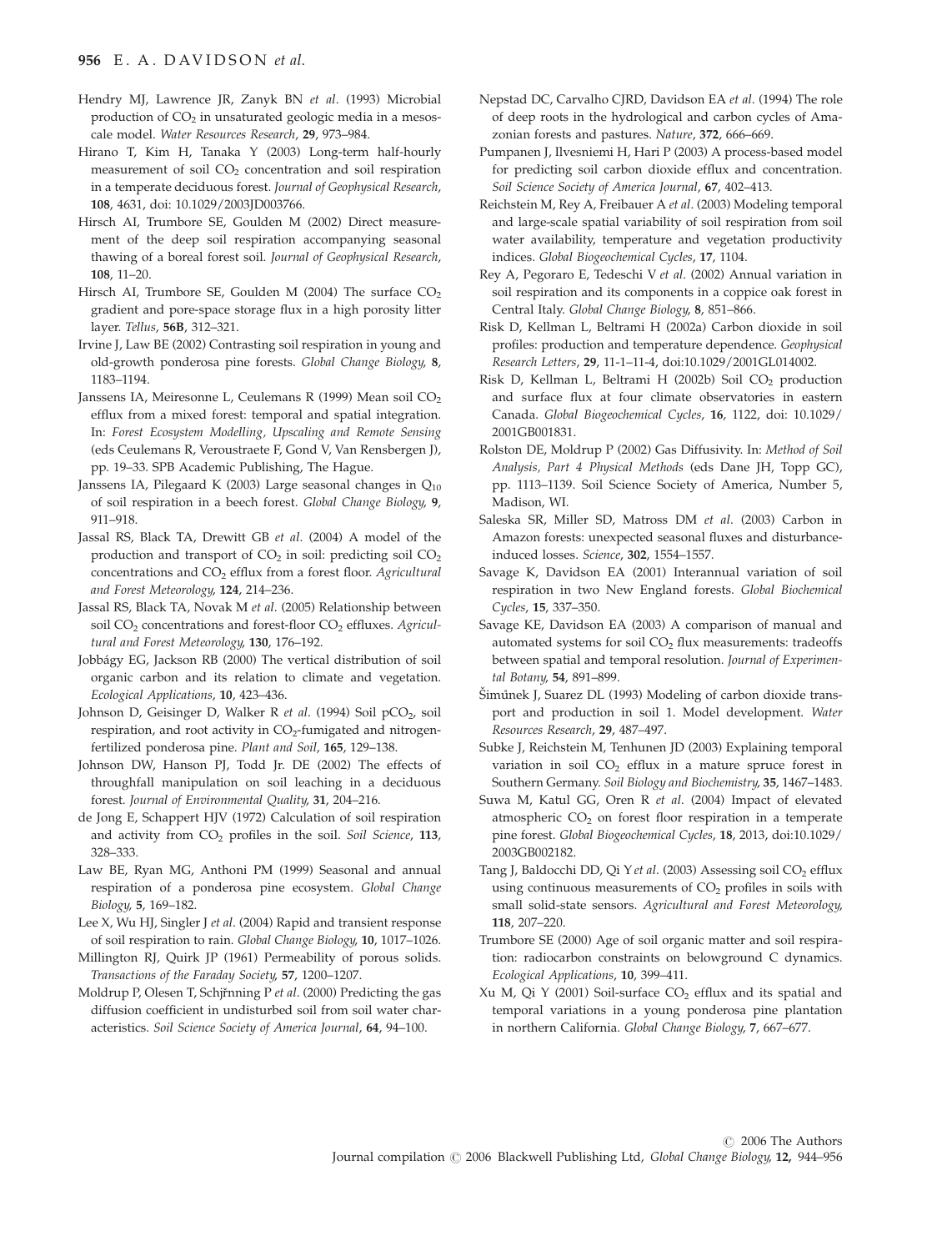Hendry MJ, Lawrence JR, Zanyk BN *et al*. (1993) Microbial production of $CO_2$ in unsaturated geologic media in a mesoscale model. *Water Resources Research*, **29**, 973–984.

Hirano T, Kim H, Tanaka Y (2003) Long-term half-hourly measurement of soil $CO_2$ concentration and soil respiration in a temperate deciduous forest. *Journal of Geophysical Research*, **108**, 4631, doi: 10.1029/2003JD003766.

Hirsch AI, Trumbore SE, Goulden M (2002) Direct measurement of the deep soil respiration accompanying seasonal thawing of a boreal forest soil. *Journal of Geophysical Research*, **108**, 11–20.

Hirsch AI, Trumbore SE, Goulden M (2004) The surface $CO_2$ gradient and pore-space storage flux in a high porosity litter layer. *Tellus*, **56B**, 312–321.

Irvine J, Law BE (2002) Contrasting soil respiration in young and old-growth ponderosa pine forests. *Global Change Biology*, **8**, 1183–1194.

Janssens IA, Meiresonne L, Ceulemans R (1999) Mean soil $CO_2$ efflux from a mixed forest: temporal and spatial integration. In: *Forest Ecosystem Modelling, Upscaling and Remote Sensing* (eds Ceulemans R, Veroustraete F, Gond V, Van Rensbergen J), pp. 19–33. SPB Academic Publishing, The Hague.

Janssens IA, Pilegaard K (2003) Large seasonal changes in $Q_{10}$ of soil respiration in a beech forest. *Global Change Biology*, **9**, 911–918.

Jassal RS, Black TA, Drewitt GB *et al*. (2004) A model of the production and transport of $CO_2$ in soil: predicting soil $CO_2$ concentrations and $CO_2$ efflux from a forest floor. *Agricultural and Forest Meteorology*, **124**, 214–236.

Jassal RS, Black TA, Novak M *et al*. (2005) Relationship between soil $CO_2$ concentrations and forest-floor $CO_2$ effluxes. *Agricultural and Forest Meteorology*, **130**, 176–192.

Jobbágy EG, Jackson RB (2000) The vertical distribution of soil organic carbon and its relation to climate and vegetation. *Ecological Applications*, **10**, 423–436.

Johnson D, Geisinger D, Walker R *et al*. (1994) Soil $pCO_2$, soil respiration, and root activity in $CO_2$-fumigated and nitrogen-fertilized ponderosa pine. *Plant and Soil*, **165**, 129–138.

Johnson DW, Hanson PJ, Todd Jr. DE (2002) The effects of throughfall manipulation on soil leaching in a deciduous forest. *Journal of Environmental Quality*, **31**, 204–216.

de Jong E, Schappert HJV (1972) Calculation of soil respiration and activity from $CO_2$ profiles in the soil. *Soil Science*, **113**, 328–333.

Law BE, Ryan MG, Anthoni PM (1999) Seasonal and annual respiration of a ponderosa pine ecosystem. *Global Change Biology*, **5**, 169–182.

Lee X, Wu HJ, Singler J *et al*. (2004) Rapid and transient response of soil respiration to rain. *Global Change Biology*, **10**, 1017–1026.

Millington RJ, Quirk JP (1961) Permeability of porous solids. *Transactions of the Faraday Society*, **57**, 1200–1207.

Moldrup P, Olesen T, Schjřnning P *et al*. (2000) Predicting the gas diffusion coefficient in undisturbed soil from soil water characteristics. *Soil Science Society of America Journal*, **64**, 94–100.

Nepstad DC, Carvalho CJRD, Davidson EA *et al*. (1994) The role of deep roots in the hydrological and carbon cycles of Amazonian forests and pastures. *Nature*, **372**, 666–669.

Pumpanen J, Ilvesniemi H, Hari P (2003) A process-based model for predicting soil carbon dioxide efflux and concentration. *Soil Science Society of America Journal*, **67**, 402–413.

Reichstein M, Rey A, Freibauer A *et al*. (2003) Modeling temporal and large-scale spatial variability of soil respiration from soil water availability, temperature and vegetation productivity indices. *Global Biogeochemical Cycles*, **17**, 1104.

Rey A, Pegoraro E, Tedeschi V *et al*. (2002) Annual variation in soil respiration and its components in a coppice oak forest in Central Italy. *Global Change Biology*, **8**, 851–866.

Risk D, Kellman L, Beltrami H (2002a) Carbon dioxide in soil profiles: production and temperature dependence. *Geophysical Research Letters*, **29**, 11-1–11-4, doi:10.1029/2001GL014002.

Risk D, Kellman L, Beltrami H (2002b) Soil $CO_2$ production and surface flux at four climate observatories in eastern Canada. *Global Biogeochemical Cycles*, **16**, 1122, doi: 10.1029/2001GB001831.

Rolston DE, Moldrup P (2002) Gas Diffusivity. In: *Method of Soil Analysis, Part 4 Physical Methods* (eds Dane JH, Topp GC), pp. 1113–1139. Soil Science Society of America, Number 5, Madison, WI.

Saleska SR, Miller SD, Matross DM *et al*. (2003) Carbon in Amazon forests: unexpected seasonal fluxes and disturbance-induced losses. *Science*, **302**, 1554–1557.

Savage K, Davidson EA (2001) Interannual variation of soil respiration in two New England forests. *Global Biochemical Cycles*, **15**, 337–350.

Savage KE, Davidson EA (2003) A comparison of manual and automated systems for soil $CO_2$ flux measurements: tradeoffs between spatial and temporal resolution. *Journal of Experimental Botany*, **54**, 891–899.

Šimůnek J, Suarez DL (1993) Modeling of carbon dioxide transport and production in soil 1. Model development. *Water Resources Research*, **29**, 487–497.

Subke J, Reichstein M, Tenhunen JD (2003) Explaining temporal variation in soil $CO_2$ efflux in a mature spruce forest in Southern Germany. *Soil Biology and Biochemistry*, **35**, 1467–1483.

Suwa M, Katul GG, Oren R *et al*. (2004) Impact of elevated atmospheric $CO_2$ on forest floor respiration in a temperate pine forest. *Global Biogeochemical Cycles*, **18**, 2013, doi:10.1029/2003GB002182.

Tang J, Baldocchi DD, Qi Y *et al*. (2003) Assessing soil $CO_2$ efflux using continuous measurements of $CO_2$ profiles in soils with small solid-state sensors. *Agricultural and Forest Meteorology*, **118**, 207–220.

Trumbore SE (2000) Age of soil organic matter and soil respiration: radiocarbon constraints on belowground C dynamics. *Ecological Applications*, **10**, 399–411.

Xu M, Qi Y (2001) Soil-surface $CO_2$ efflux and its spatial and temporal variations in a young ponderosa pine plantation in northern California. *Global Change Biology*, **7**, 667–677.